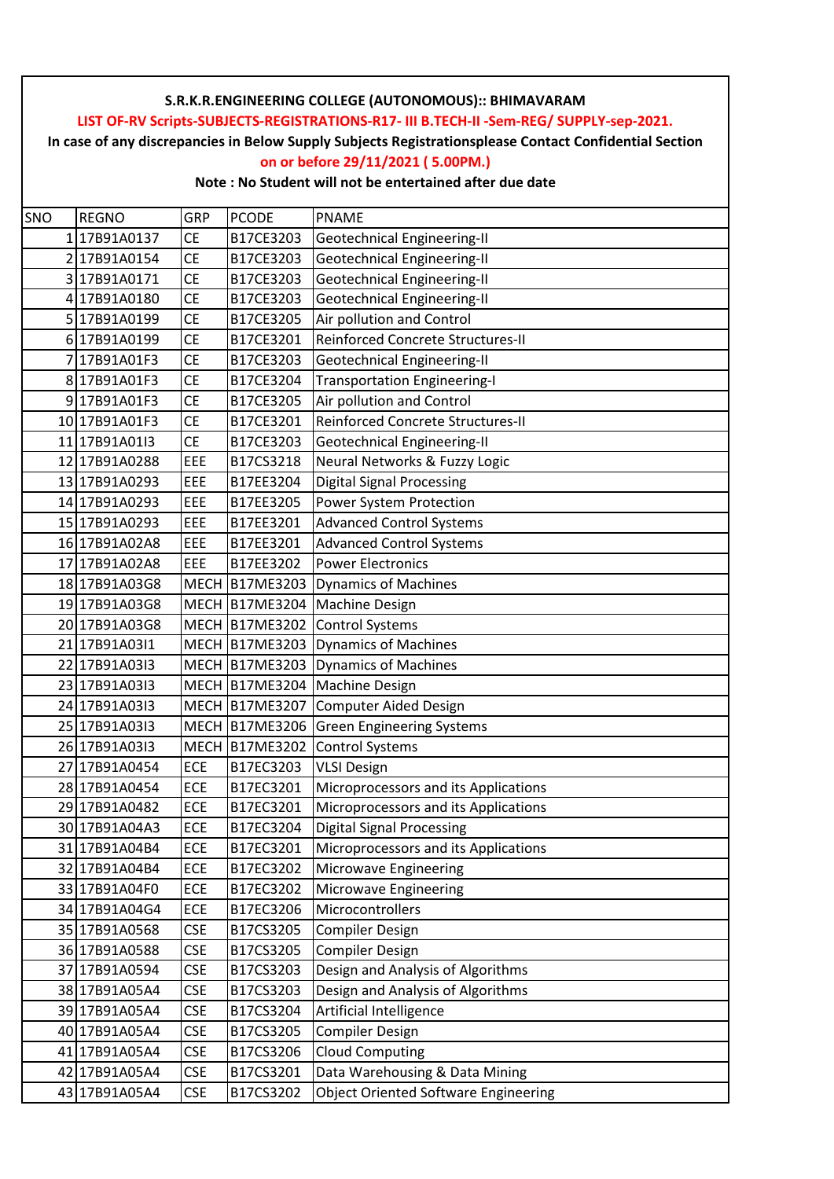**S.R.K.R.ENGINEERING COLLEGE (AUTONOMOUS):: BHIMAVARAM**

**LIST OF-RV Scripts-SUBJECTS-REGISTRATIONS-R17- III B.TECH-II -Sem-REG/ SUPPLY-sep-2021.**

**In case of any discrepancies in Below Supply Subjects Registrationsplease Contact Confidential Section on or before 29/11/2021 ( 5.00PM.)**

**Note : No Student will not be entertained after due date**

| SNO | REGNO | GRP | PCODE | PNAME |
|---|---|---|---|---|
| 1 | 17B91A0137 | CE | B17CE3203 | Geotechnical Engineering-II |
| 2 | 17B91A0154 | CE | B17CE3203 | Geotechnical Engineering-II |
| 3 | 17B91A0171 | CE | B17CE3203 | Geotechnical Engineering-II |
| 4 | 17B91A0180 | CE | B17CE3203 | Geotechnical Engineering-II |
| 5 | 17B91A0199 | CE | B17CE3205 | Air pollution and Control |
| 6 | 17B91A0199 | CE | B17CE3201 | Reinforced Concrete Structures-II |
| 7 | 17B91A01F3 | CE | B17CE3203 | Geotechnical Engineering-II |
| 8 | 17B91A01F3 | CE | B17CE3204 | Transportation Engineering-I |
| 9 | 17B91A01F3 | CE | B17CE3205 | Air pollution and Control |
| 10 | 17B91A01F3 | CE | B17CE3201 | Reinforced Concrete Structures-II |
| 11 | 17B91A01I3 | CE | B17CE3203 | Geotechnical Engineering-II |
| 12 | 17B91A0288 | EEE | B17CS3218 | Neural Networks & Fuzzy Logic |
| 13 | 17B91A0293 | EEE | B17EE3204 | Digital Signal Processing |
| 14 | 17B91A0293 | EEE | B17EE3205 | Power System Protection |
| 15 | 17B91A0293 | EEE | B17EE3201 | Advanced Control Systems |
| 16 | 17B91A02A8 | EEE | B17EE3201 | Advanced Control Systems |
| 17 | 17B91A02A8 | EEE | B17EE3202 | Power Electronics |
| 18 | 17B91A03G8 | MECH | B17ME3203 | Dynamics of Machines |
| 19 | 17B91A03G8 | MECH | B17ME3204 | Machine Design |
| 20 | 17B91A03G8 | MECH | B17ME3202 | Control Systems |
| 21 | 17B91A03I1 | MECH | B17ME3203 | Dynamics of Machines |
| 22 | 17B91A03I3 | MECH | B17ME3203 | Dynamics of Machines |
| 23 | 17B91A03I3 | MECH | B17ME3204 | Machine Design |
| 24 | 17B91A03I3 | MECH | B17ME3207 | Computer Aided Design |
| 25 | 17B91A03I3 | MECH | B17ME3206 | Green Engineering Systems |
| 26 | 17B91A03I3 | MECH | B17ME3202 | Control Systems |
| 27 | 17B91A0454 | ECE | B17EC3203 | VLSI Design |
| 28 | 17B91A0454 | ECE | B17EC3201 | Microprocessors and its Applications |
| 29 | 17B91A0482 | ECE | B17EC3201 | Microprocessors and its Applications |
| 30 | 17B91A04A3 | ECE | B17EC3204 | Digital Signal Processing |
| 31 | 17B91A04B4 | ECE | B17EC3201 | Microprocessors and its Applications |
| 32 | 17B91A04B4 | ECE | B17EC3202 | Microwave Engineering |
| 33 | 17B91A04F0 | ECE | B17EC3202 | Microwave Engineering |
| 34 | 17B91A04G4 | ECE | B17EC3206 | Microcontrollers |
| 35 | 17B91A0568 | CSE | B17CS3205 | Compiler Design |
| 36 | 17B91A0588 | CSE | B17CS3205 | Compiler Design |
| 37 | 17B91A0594 | CSE | B17CS3203 | Design and Analysis of Algorithms |
| 38 | 17B91A05A4 | CSE | B17CS3203 | Design and Analysis of Algorithms |
| 39 | 17B91A05A4 | CSE | B17CS3204 | Artificial Intelligence |
| 40 | 17B91A05A4 | CSE | B17CS3205 | Compiler Design |
| 41 | 17B91A05A4 | CSE | B17CS3206 | Cloud Computing |
| 42 | 17B91A05A4 | CSE | B17CS3201 | Data Warehousing & Data Mining |
| 43 | 17B91A05A4 | CSE | B17CS3202 | Object Oriented Software Engineering |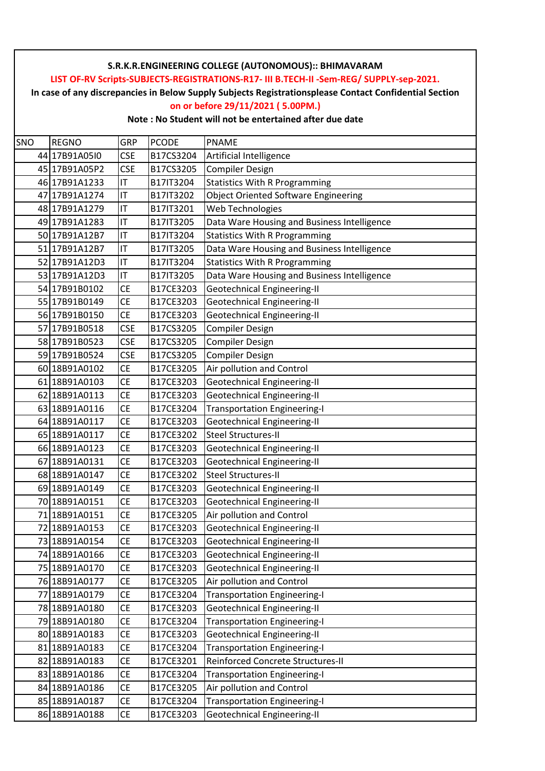**S.R.K.R.ENGINEERING COLLEGE (AUTONOMOUS):: BHIMAVARAM**

**LIST OF-RV Scripts-SUBJECTS-REGISTRATIONS-R17- III B.TECH-II -Sem-REG/ SUPPLY-sep-2021.**

**In case of any discrepancies in Below Supply Subjects Registrationsplease Contact Confidential Section**

**on or before 29/11/2021 ( 5.00PM.)**

**Note : No Student will not be entertained after due date**

| SNO | REGNO | GRP | PCODE | PNAME |
|---|---|---|---|---|
| 44 | 17B91A05I0 | CSE | B17CS3204 | Artificial Intelligence |
| 45 | 17B91A05P2 | CSE | B17CS3205 | Compiler Design |
| 46 | 17B91A1233 | IT | B17IT3204 | Statistics With R Programming |
| 47 | 17B91A1274 | IT | B17IT3202 | Object Oriented Software Engineering |
| 48 | 17B91A1279 | IT | B17IT3201 | Web Technologies |
| 49 | 17B91A1283 | IT | B17IT3205 | Data Ware Housing and Business Intelligence |
| 50 | 17B91A12B7 | IT | B17IT3204 | Statistics With R Programming |
| 51 | 17B91A12B7 | IT | B17IT3205 | Data Ware Housing and Business Intelligence |
| 52 | 17B91A12D3 | IT | B17IT3204 | Statistics With R Programming |
| 53 | 17B91A12D3 | IT | B17IT3205 | Data Ware Housing and Business Intelligence |
| 54 | 17B91B0102 | CE | B17CE3203 | Geotechnical Engineering-II |
| 55 | 17B91B0149 | CE | B17CE3203 | Geotechnical Engineering-II |
| 56 | 17B91B0150 | CE | B17CE3203 | Geotechnical Engineering-II |
| 57 | 17B91B0518 | CSE | B17CS3205 | Compiler Design |
| 58 | 17B91B0523 | CSE | B17CS3205 | Compiler Design |
| 59 | 17B91B0524 | CSE | B17CS3205 | Compiler Design |
| 60 | 18B91A0102 | CE | B17CE3205 | Air pollution and Control |
| 61 | 18B91A0103 | CE | B17CE3203 | Geotechnical Engineering-II |
| 62 | 18B91A0113 | CE | B17CE3203 | Geotechnical Engineering-II |
| 63 | 18B91A0116 | CE | B17CE3204 | Transportation Engineering-I |
| 64 | 18B91A0117 | CE | B17CE3203 | Geotechnical Engineering-II |
| 65 | 18B91A0117 | CE | B17CE3202 | Steel Structures-II |
| 66 | 18B91A0123 | CE | B17CE3203 | Geotechnical Engineering-II |
| 67 | 18B91A0131 | CE | B17CE3203 | Geotechnical Engineering-II |
| 68 | 18B91A0147 | CE | B17CE3202 | Steel Structures-II |
| 69 | 18B91A0149 | CE | B17CE3203 | Geotechnical Engineering-II |
| 70 | 18B91A0151 | CE | B17CE3203 | Geotechnical Engineering-II |
| 71 | 18B91A0151 | CE | B17CE3205 | Air pollution and Control |
| 72 | 18B91A0153 | CE | B17CE3203 | Geotechnical Engineering-II |
| 73 | 18B91A0154 | CE | B17CE3203 | Geotechnical Engineering-II |
| 74 | 18B91A0166 | CE | B17CE3203 | Geotechnical Engineering-II |
| 75 | 18B91A0170 | CE | B17CE3203 | Geotechnical Engineering-II |
| 76 | 18B91A0177 | CE | B17CE3205 | Air pollution and Control |
| 77 | 18B91A0179 | CE | B17CE3204 | Transportation Engineering-I |
| 78 | 18B91A0180 | CE | B17CE3203 | Geotechnical Engineering-II |
| 79 | 18B91A0180 | CE | B17CE3204 | Transportation Engineering-I |
| 80 | 18B91A0183 | CE | B17CE3203 | Geotechnical Engineering-II |
| 81 | 18B91A0183 | CE | B17CE3204 | Transportation Engineering-I |
| 82 | 18B91A0183 | CE | B17CE3201 | Reinforced Concrete Structures-II |
| 83 | 18B91A0186 | CE | B17CE3204 | Transportation Engineering-I |
| 84 | 18B91A0186 | CE | B17CE3205 | Air pollution and Control |
| 85 | 18B91A0187 | CE | B17CE3204 | Transportation Engineering-I |
| 86 | 18B91A0188 | CE | B17CE3203 | Geotechnical Engineering-II |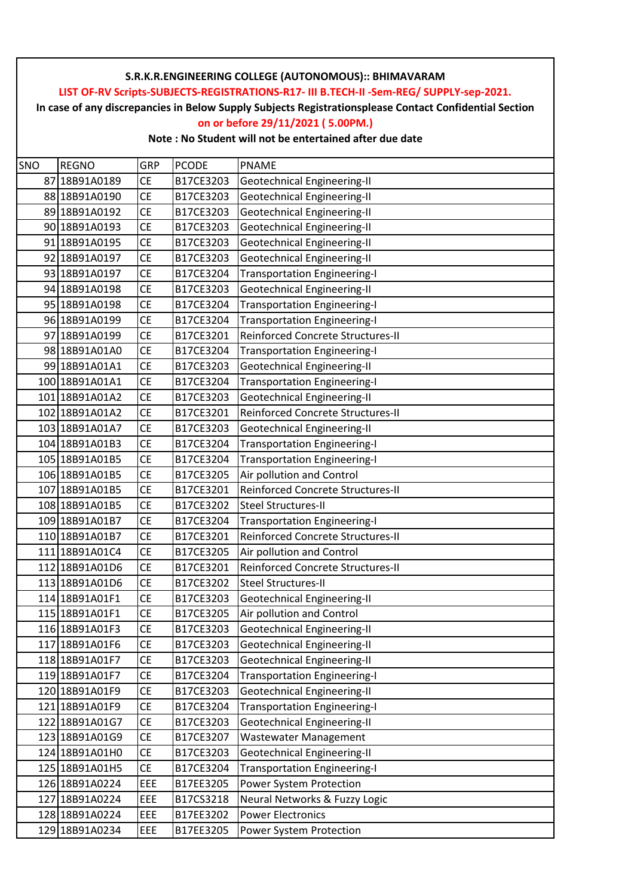**S.R.K.R.ENGINEERING COLLEGE (AUTONOMOUS):: BHIMAVARAM**

**LIST OF-RV Scripts-SUBJECTS-REGISTRATIONS-R17- III B.TECH-II -Sem-REG/ SUPPLY-sep-2021.**

**In case of any discrepancies in Below Supply Subjects Registrationsplease Contact Confidential Section**

**on or before 29/11/2021 ( 5.00PM.)**

**Note : No Student will not be entertained after due date**

| SNO | REGNO | GRP | PCODE | PNAME |
|---|---|---|---|---|
| 87 | 18B91A0189 | CE | B17CE3203 | Geotechnical Engineering-II |
| 88 | 18B91A0190 | CE | B17CE3203 | Geotechnical Engineering-II |
| 89 | 18B91A0192 | CE | B17CE3203 | Geotechnical Engineering-II |
| 90 | 18B91A0193 | CE | B17CE3203 | Geotechnical Engineering-II |
| 91 | 18B91A0195 | CE | B17CE3203 | Geotechnical Engineering-II |
| 92 | 18B91A0197 | CE | B17CE3203 | Geotechnical Engineering-II |
| 93 | 18B91A0197 | CE | B17CE3204 | Transportation Engineering-I |
| 94 | 18B91A0198 | CE | B17CE3203 | Geotechnical Engineering-II |
| 95 | 18B91A0198 | CE | B17CE3204 | Transportation Engineering-I |
| 96 | 18B91A0199 | CE | B17CE3204 | Transportation Engineering-I |
| 97 | 18B91A0199 | CE | B17CE3201 | Reinforced Concrete Structures-II |
| 98 | 18B91A01A0 | CE | B17CE3204 | Transportation Engineering-I |
| 99 | 18B91A01A1 | CE | B17CE3203 | Geotechnical Engineering-II |
| 100 | 18B91A01A1 | CE | B17CE3204 | Transportation Engineering-I |
| 101 | 18B91A01A2 | CE | B17CE3203 | Geotechnical Engineering-II |
| 102 | 18B91A01A2 | CE | B17CE3201 | Reinforced Concrete Structures-II |
| 103 | 18B91A01A7 | CE | B17CE3203 | Geotechnical Engineering-II |
| 104 | 18B91A01B3 | CE | B17CE3204 | Transportation Engineering-I |
| 105 | 18B91A01B5 | CE | B17CE3204 | Transportation Engineering-I |
| 106 | 18B91A01B5 | CE | B17CE3205 | Air pollution and Control |
| 107 | 18B91A01B5 | CE | B17CE3201 | Reinforced Concrete Structures-II |
| 108 | 18B91A01B5 | CE | B17CE3202 | Steel Structures-II |
| 109 | 18B91A01B7 | CE | B17CE3204 | Transportation Engineering-I |
| 110 | 18B91A01B7 | CE | B17CE3201 | Reinforced Concrete Structures-II |
| 111 | 18B91A01C4 | CE | B17CE3205 | Air pollution and Control |
| 112 | 18B91A01D6 | CE | B17CE3201 | Reinforced Concrete Structures-II |
| 113 | 18B91A01D6 | CE | B17CE3202 | Steel Structures-II |
| 114 | 18B91A01F1 | CE | B17CE3203 | Geotechnical Engineering-II |
| 115 | 18B91A01F1 | CE | B17CE3205 | Air pollution and Control |
| 116 | 18B91A01F3 | CE | B17CE3203 | Geotechnical Engineering-II |
| 117 | 18B91A01F6 | CE | B17CE3203 | Geotechnical Engineering-II |
| 118 | 18B91A01F7 | CE | B17CE3203 | Geotechnical Engineering-II |
| 119 | 18B91A01F7 | CE | B17CE3204 | Transportation Engineering-I |
| 120 | 18B91A01F9 | CE | B17CE3203 | Geotechnical Engineering-II |
| 121 | 18B91A01F9 | CE | B17CE3204 | Transportation Engineering-I |
| 122 | 18B91A01G7 | CE | B17CE3203 | Geotechnical Engineering-II |
| 123 | 18B91A01G9 | CE | B17CE3207 | Wastewater Management |
| 124 | 18B91A01H0 | CE | B17CE3203 | Geotechnical Engineering-II |
| 125 | 18B91A01H5 | CE | B17CE3204 | Transportation Engineering-I |
| 126 | 18B91A0224 | EEE | B17EE3205 | Power System Protection |
| 127 | 18B91A0224 | EEE | B17CS3218 | Neural Networks & Fuzzy Logic |
| 128 | 18B91A0224 | EEE | B17EE3202 | Power Electronics |
| 129 | 18B91A0234 | EEE | B17EE3205 | Power System Protection |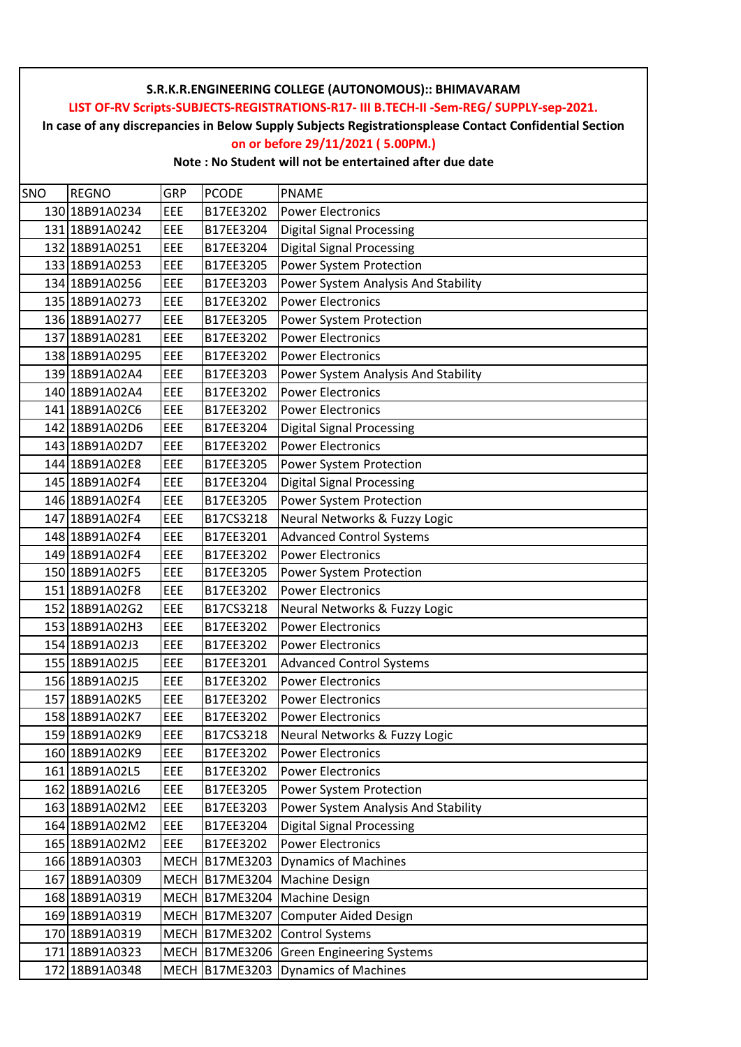**S.R.K.R.ENGINEERING COLLEGE (AUTONOMOUS):: BHIMAVARAM**

**LIST OF-RV Scripts-SUBJECTS-REGISTRATIONS-R17- III B.TECH-II -Sem-REG/ SUPPLY-sep-2021.**

**In case of any discrepancies in Below Supply Subjects Registrationsplease Contact Confidential Section**

**on or before 29/11/2021 ( 5.00PM.)**

**Note : No Student will not be entertained after due date**

| SNO | REGNO | GRP | PCODE | PNAME |
|---|---|---|---|---|
| 130 | 18B91A0234 | EEE | B17EE3202 | Power Electronics |
| 131 | 18B91A0242 | EEE | B17EE3204 | Digital Signal Processing |
| 132 | 18B91A0251 | EEE | B17EE3204 | Digital Signal Processing |
| 133 | 18B91A0253 | EEE | B17EE3205 | Power System Protection |
| 134 | 18B91A0256 | EEE | B17EE3203 | Power System Analysis And Stability |
| 135 | 18B91A0273 | EEE | B17EE3202 | Power Electronics |
| 136 | 18B91A0277 | EEE | B17EE3205 | Power System Protection |
| 137 | 18B91A0281 | EEE | B17EE3202 | Power Electronics |
| 138 | 18B91A0295 | EEE | B17EE3202 | Power Electronics |
| 139 | 18B91A02A4 | EEE | B17EE3203 | Power System Analysis And Stability |
| 140 | 18B91A02A4 | EEE | B17EE3202 | Power Electronics |
| 141 | 18B91A02C6 | EEE | B17EE3202 | Power Electronics |
| 142 | 18B91A02D6 | EEE | B17EE3204 | Digital Signal Processing |
| 143 | 18B91A02D7 | EEE | B17EE3202 | Power Electronics |
| 144 | 18B91A02E8 | EEE | B17EE3205 | Power System Protection |
| 145 | 18B91A02F4 | EEE | B17EE3204 | Digital Signal Processing |
| 146 | 18B91A02F4 | EEE | B17EE3205 | Power System Protection |
| 147 | 18B91A02F4 | EEE | B17CS3218 | Neural Networks & Fuzzy Logic |
| 148 | 18B91A02F4 | EEE | B17EE3201 | Advanced Control Systems |
| 149 | 18B91A02F4 | EEE | B17EE3202 | Power Electronics |
| 150 | 18B91A02F5 | EEE | B17EE3205 | Power System Protection |
| 151 | 18B91A02F8 | EEE | B17EE3202 | Power Electronics |
| 152 | 18B91A02G2 | EEE | B17CS3218 | Neural Networks & Fuzzy Logic |
| 153 | 18B91A02H3 | EEE | B17EE3202 | Power Electronics |
| 154 | 18B91A02J3 | EEE | B17EE3202 | Power Electronics |
| 155 | 18B91A02J5 | EEE | B17EE3201 | Advanced Control Systems |
| 156 | 18B91A02J5 | EEE | B17EE3202 | Power Electronics |
| 157 | 18B91A02K5 | EEE | B17EE3202 | Power Electronics |
| 158 | 18B91A02K7 | EEE | B17EE3202 | Power Electronics |
| 159 | 18B91A02K9 | EEE | B17CS3218 | Neural Networks & Fuzzy Logic |
| 160 | 18B91A02K9 | EEE | B17EE3202 | Power Electronics |
| 161 | 18B91A02L5 | EEE | B17EE3202 | Power Electronics |
| 162 | 18B91A02L6 | EEE | B17EE3205 | Power System Protection |
| 163 | 18B91A02M2 | EEE | B17EE3203 | Power System Analysis And Stability |
| 164 | 18B91A02M2 | EEE | B17EE3204 | Digital Signal Processing |
| 165 | 18B91A02M2 | EEE | B17EE3202 | Power Electronics |
| 166 | 18B91A0303 | MECH | B17ME3203 | Dynamics of Machines |
| 167 | 18B91A0309 | MECH | B17ME3204 | Machine Design |
| 168 | 18B91A0319 | MECH | B17ME3204 | Machine Design |
| 169 | 18B91A0319 | MECH | B17ME3207 | Computer Aided Design |
| 170 | 18B91A0319 | MECH | B17ME3202 | Control Systems |
| 171 | 18B91A0323 | MECH | B17ME3206 | Green Engineering Systems |
| 172 | 18B91A0348 | MECH | B17ME3203 | Dynamics of Machines |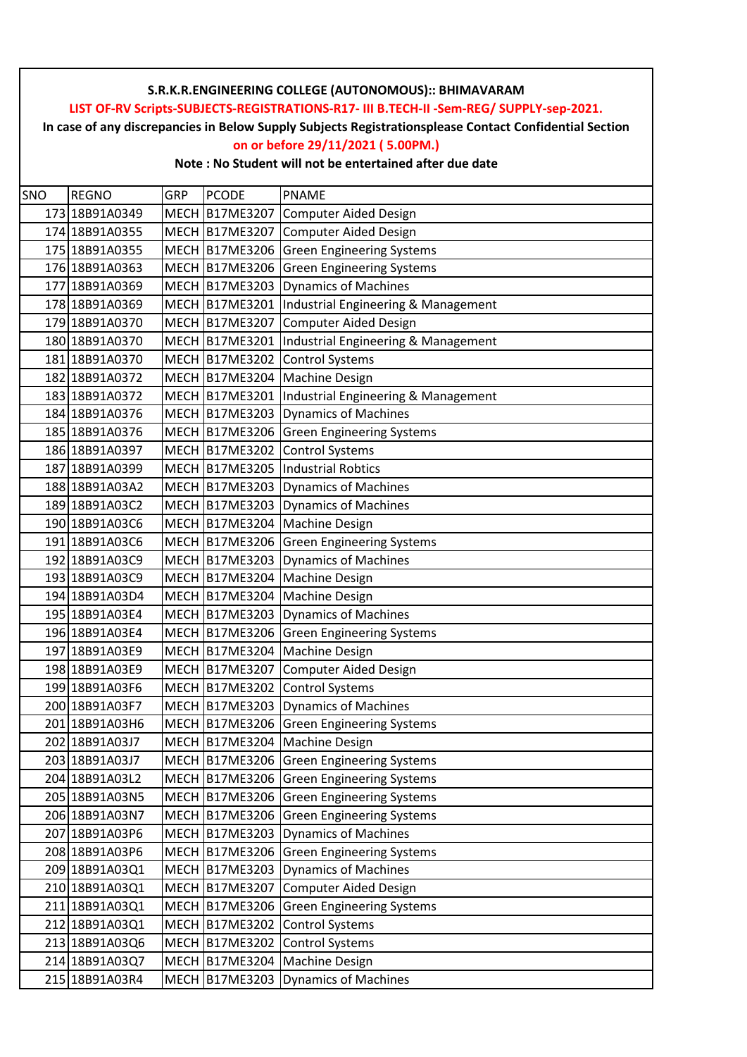**S.R.K.R.ENGINEERING COLLEGE (AUTONOMOUS):: BHIMAVARAM**

**LIST OF-RV Scripts-SUBJECTS-REGISTRATIONS-R17- III B.TECH-II -Sem-REG/ SUPPLY-sep-2021.**

**In case of any discrepancies in Below Supply Subjects Registrationsplease Contact Confidential Section**

**on or before 29/11/2021 ( 5.00PM.)**

**Note : No Student will not be entertained after due date**

| SNO | REGNO | GRP | PCODE | PNAME |
|---|---|---|---|---|
| 173 | 18B91A0349 | MECH | B17ME3207 | Computer Aided Design |
| 174 | 18B91A0355 | MECH | B17ME3207 | Computer Aided Design |
| 175 | 18B91A0355 | MECH | B17ME3206 | Green Engineering Systems |
| 176 | 18B91A0363 | MECH | B17ME3206 | Green Engineering Systems |
| 177 | 18B91A0369 | MECH | B17ME3203 | Dynamics of Machines |
| 178 | 18B91A0369 | MECH | B17ME3201 | Industrial Engineering & Management |
| 179 | 18B91A0370 | MECH | B17ME3207 | Computer Aided Design |
| 180 | 18B91A0370 | MECH | B17ME3201 | Industrial Engineering & Management |
| 181 | 18B91A0370 | MECH | B17ME3202 | Control Systems |
| 182 | 18B91A0372 | MECH | B17ME3204 | Machine Design |
| 183 | 18B91A0372 | MECH | B17ME3201 | Industrial Engineering & Management |
| 184 | 18B91A0376 | MECH | B17ME3203 | Dynamics of Machines |
| 185 | 18B91A0376 | MECH | B17ME3206 | Green Engineering Systems |
| 186 | 18B91A0397 | MECH | B17ME3202 | Control Systems |
| 187 | 18B91A0399 | MECH | B17ME3205 | Industrial Robtics |
| 188 | 18B91A03A2 | MECH | B17ME3203 | Dynamics of Machines |
| 189 | 18B91A03C2 | MECH | B17ME3203 | Dynamics of Machines |
| 190 | 18B91A03C6 | MECH | B17ME3204 | Machine Design |
| 191 | 18B91A03C6 | MECH | B17ME3206 | Green Engineering Systems |
| 192 | 18B91A03C9 | MECH | B17ME3203 | Dynamics of Machines |
| 193 | 18B91A03C9 | MECH | B17ME3204 | Machine Design |
| 194 | 18B91A03D4 | MECH | B17ME3204 | Machine Design |
| 195 | 18B91A03E4 | MECH | B17ME3203 | Dynamics of Machines |
| 196 | 18B91A03E4 | MECH | B17ME3206 | Green Engineering Systems |
| 197 | 18B91A03E9 | MECH | B17ME3204 | Machine Design |
| 198 | 18B91A03E9 | MECH | B17ME3207 | Computer Aided Design |
| 199 | 18B91A03F6 | MECH | B17ME3202 | Control Systems |
| 200 | 18B91A03F7 | MECH | B17ME3203 | Dynamics of Machines |
| 201 | 18B91A03H6 | MECH | B17ME3206 | Green Engineering Systems |
| 202 | 18B91A03J7 | MECH | B17ME3204 | Machine Design |
| 203 | 18B91A03J7 | MECH | B17ME3206 | Green Engineering Systems |
| 204 | 18B91A03L2 | MECH | B17ME3206 | Green Engineering Systems |
| 205 | 18B91A03N5 | MECH | B17ME3206 | Green Engineering Systems |
| 206 | 18B91A03N7 | MECH | B17ME3206 | Green Engineering Systems |
| 207 | 18B91A03P6 | MECH | B17ME3203 | Dynamics of Machines |
| 208 | 18B91A03P6 | MECH | B17ME3206 | Green Engineering Systems |
| 209 | 18B91A03Q1 | MECH | B17ME3203 | Dynamics of Machines |
| 210 | 18B91A03Q1 | MECH | B17ME3207 | Computer Aided Design |
| 211 | 18B91A03Q1 | MECH | B17ME3206 | Green Engineering Systems |
| 212 | 18B91A03Q1 | MECH | B17ME3202 | Control Systems |
| 213 | 18B91A03Q6 | MECH | B17ME3202 | Control Systems |
| 214 | 18B91A03Q7 | MECH | B17ME3204 | Machine Design |
| 215 | 18B91A03R4 | MECH | B17ME3203 | Dynamics of Machines |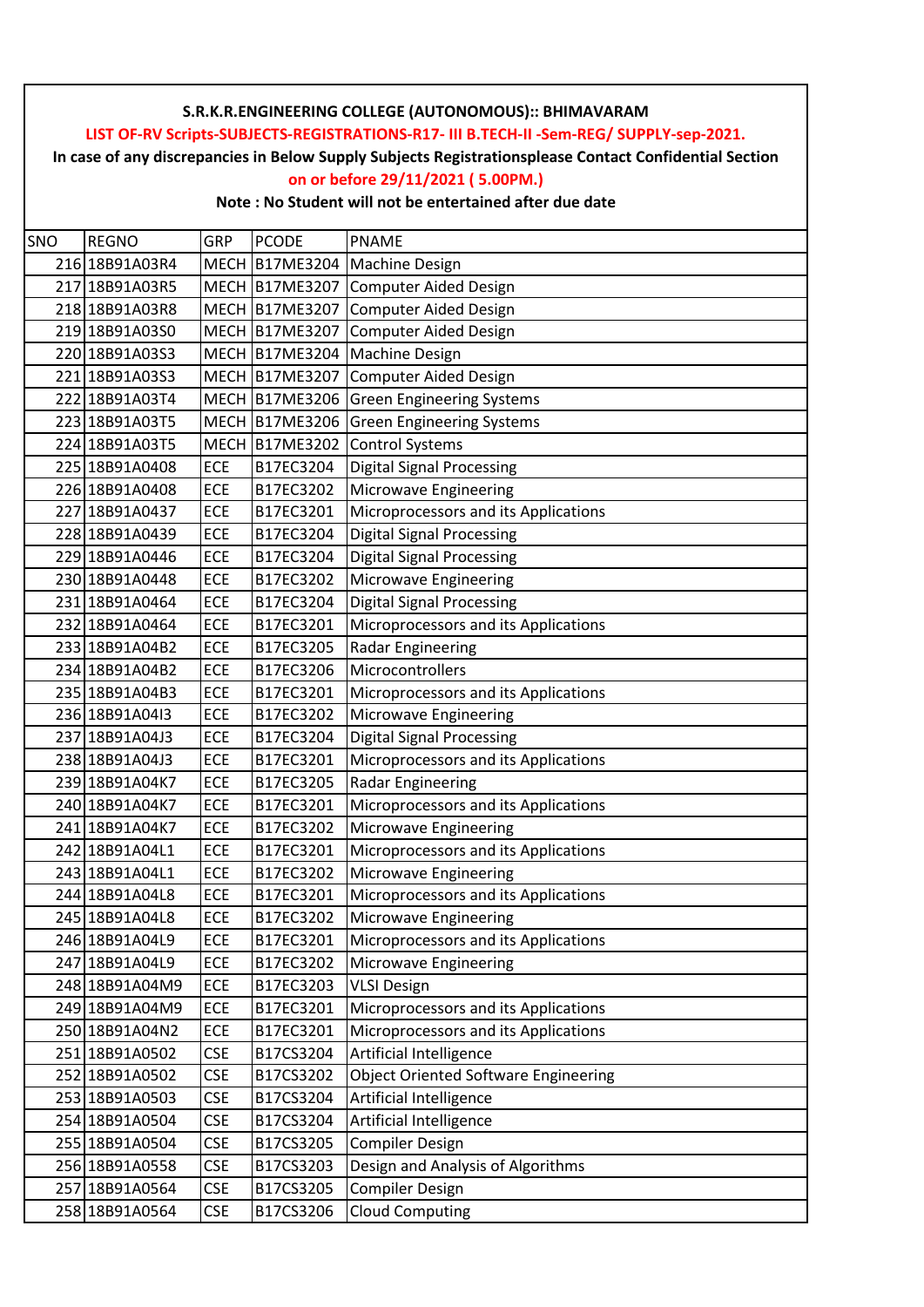**S.R.K.R.ENGINEERING COLLEGE (AUTONOMOUS):: BHIMAVARAM**

**LIST OF-RV Scripts-SUBJECTS-REGISTRATIONS-R17- III B.TECH-II -Sem-REG/ SUPPLY-sep-2021.**

**In case of any discrepancies in Below Supply Subjects Registrationsplease Contact Confidential Section**

**on or before 29/11/2021 ( 5.00PM.)**

**Note : No Student will not be entertained after due date**

| SNO | REGNO | GRP | PCODE | PNAME |
|---|---|---|---|---|
| 216 | 18B91A03R4 | MECH | B17ME3204 | Machine Design |
| 217 | 18B91A03R5 | MECH | B17ME3207 | Computer Aided Design |
| 218 | 18B91A03R8 | MECH | B17ME3207 | Computer Aided Design |
| 219 | 18B91A03S0 | MECH | B17ME3207 | Computer Aided Design |
| 220 | 18B91A03S3 | MECH | B17ME3204 | Machine Design |
| 221 | 18B91A03S3 | MECH | B17ME3207 | Computer Aided Design |
| 222 | 18B91A03T4 | MECH | B17ME3206 | Green Engineering Systems |
| 223 | 18B91A03T5 | MECH | B17ME3206 | Green Engineering Systems |
| 224 | 18B91A03T5 | MECH | B17ME3202 | Control Systems |
| 225 | 18B91A0408 | ECE | B17EC3204 | Digital Signal Processing |
| 226 | 18B91A0408 | ECE | B17EC3202 | Microwave Engineering |
| 227 | 18B91A0437 | ECE | B17EC3201 | Microprocessors and its Applications |
| 228 | 18B91A0439 | ECE | B17EC3204 | Digital Signal Processing |
| 229 | 18B91A0446 | ECE | B17EC3204 | Digital Signal Processing |
| 230 | 18B91A0448 | ECE | B17EC3202 | Microwave Engineering |
| 231 | 18B91A0464 | ECE | B17EC3204 | Digital Signal Processing |
| 232 | 18B91A0464 | ECE | B17EC3201 | Microprocessors and its Applications |
| 233 | 18B91A04B2 | ECE | B17EC3205 | Radar Engineering |
| 234 | 18B91A04B2 | ECE | B17EC3206 | Microcontrollers |
| 235 | 18B91A04B3 | ECE | B17EC3201 | Microprocessors and its Applications |
| 236 | 18B91A04I3 | ECE | B17EC3202 | Microwave Engineering |
| 237 | 18B91A04J3 | ECE | B17EC3204 | Digital Signal Processing |
| 238 | 18B91A04J3 | ECE | B17EC3201 | Microprocessors and its Applications |
| 239 | 18B91A04K7 | ECE | B17EC3205 | Radar Engineering |
| 240 | 18B91A04K7 | ECE | B17EC3201 | Microprocessors and its Applications |
| 241 | 18B91A04K7 | ECE | B17EC3202 | Microwave Engineering |
| 242 | 18B91A04L1 | ECE | B17EC3201 | Microprocessors and its Applications |
| 243 | 18B91A04L1 | ECE | B17EC3202 | Microwave Engineering |
| 244 | 18B91A04L8 | ECE | B17EC3201 | Microprocessors and its Applications |
| 245 | 18B91A04L8 | ECE | B17EC3202 | Microwave Engineering |
| 246 | 18B91A04L9 | ECE | B17EC3201 | Microprocessors and its Applications |
| 247 | 18B91A04L9 | ECE | B17EC3202 | Microwave Engineering |
| 248 | 18B91A04M9 | ECE | B17EC3203 | VLSI Design |
| 249 | 18B91A04M9 | ECE | B17EC3201 | Microprocessors and its Applications |
| 250 | 18B91A04N2 | ECE | B17EC3201 | Microprocessors and its Applications |
| 251 | 18B91A0502 | CSE | B17CS3204 | Artificial Intelligence |
| 252 | 18B91A0502 | CSE | B17CS3202 | Object Oriented Software Engineering |
| 253 | 18B91A0503 | CSE | B17CS3204 | Artificial Intelligence |
| 254 | 18B91A0504 | CSE | B17CS3204 | Artificial Intelligence |
| 255 | 18B91A0504 | CSE | B17CS3205 | Compiler Design |
| 256 | 18B91A0558 | CSE | B17CS3203 | Design and Analysis of Algorithms |
| 257 | 18B91A0564 | CSE | B17CS3205 | Compiler Design |
| 258 | 18B91A0564 | CSE | B17CS3206 | Cloud Computing |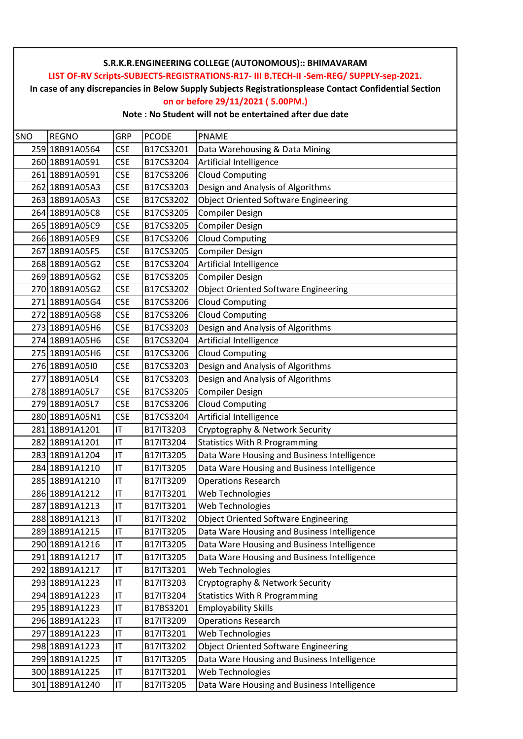**S.R.K.R.ENGINEERING COLLEGE (AUTONOMOUS):: BHIMAVARAM**

**LIST OF-RV Scripts-SUBJECTS-REGISTRATIONS-R17- III B.TECH-II -Sem-REG/ SUPPLY-sep-2021.**

**In case of any discrepancies in Below Supply Subjects Registrationsplease Contact Confidential Section**

**on or before 29/11/2021 ( 5.00PM.)**

**Note : No Student will not be entertained after due date**

| SNO | REGNO | GRP | PCODE | PNAME |
|---|---|---|---|---|
| 259 | 18B91A0564 | CSE | B17CS3201 | Data Warehousing & Data Mining |
| 260 | 18B91A0591 | CSE | B17CS3204 | Artificial Intelligence |
| 261 | 18B91A0591 | CSE | B17CS3206 | Cloud Computing |
| 262 | 18B91A05A3 | CSE | B17CS3203 | Design and Analysis of Algorithms |
| 263 | 18B91A05A3 | CSE | B17CS3202 | Object Oriented Software Engineering |
| 264 | 18B91A05C8 | CSE | B17CS3205 | Compiler Design |
| 265 | 18B91A05C9 | CSE | B17CS3205 | Compiler Design |
| 266 | 18B91A05E9 | CSE | B17CS3206 | Cloud Computing |
| 267 | 18B91A05F5 | CSE | B17CS3205 | Compiler Design |
| 268 | 18B91A05G2 | CSE | B17CS3204 | Artificial Intelligence |
| 269 | 18B91A05G2 | CSE | B17CS3205 | Compiler Design |
| 270 | 18B91A05G2 | CSE | B17CS3202 | Object Oriented Software Engineering |
| 271 | 18B91A05G4 | CSE | B17CS3206 | Cloud Computing |
| 272 | 18B91A05G8 | CSE | B17CS3206 | Cloud Computing |
| 273 | 18B91A05H6 | CSE | B17CS3203 | Design and Analysis of Algorithms |
| 274 | 18B91A05H6 | CSE | B17CS3204 | Artificial Intelligence |
| 275 | 18B91A05H6 | CSE | B17CS3206 | Cloud Computing |
| 276 | 18B91A05I0 | CSE | B17CS3203 | Design and Analysis of Algorithms |
| 277 | 18B91A05L4 | CSE | B17CS3203 | Design and Analysis of Algorithms |
| 278 | 18B91A05L7 | CSE | B17CS3205 | Compiler Design |
| 279 | 18B91A05L7 | CSE | B17CS3206 | Cloud Computing |
| 280 | 18B91A05N1 | CSE | B17CS3204 | Artificial Intelligence |
| 281 | 18B91A1201 | IT | B17IT3203 | Cryptography & Network Security |
| 282 | 18B91A1201 | IT | B17IT3204 | Statistics With R Programming |
| 283 | 18B91A1204 | IT | B17IT3205 | Data Ware Housing and Business Intelligence |
| 284 | 18B91A1210 | IT | B17IT3205 | Data Ware Housing and Business Intelligence |
| 285 | 18B91A1210 | IT | B17IT3209 | Operations Research |
| 286 | 18B91A1212 | IT | B17IT3201 | Web Technologies |
| 287 | 18B91A1213 | IT | B17IT3201 | Web Technologies |
| 288 | 18B91A1213 | IT | B17IT3202 | Object Oriented Software Engineering |
| 289 | 18B91A1215 | IT | B17IT3205 | Data Ware Housing and Business Intelligence |
| 290 | 18B91A1216 | IT | B17IT3205 | Data Ware Housing and Business Intelligence |
| 291 | 18B91A1217 | IT | B17IT3205 | Data Ware Housing and Business Intelligence |
| 292 | 18B91A1217 | IT | B17IT3201 | Web Technologies |
| 293 | 18B91A1223 | IT | B17IT3203 | Cryptography & Network Security |
| 294 | 18B91A1223 | IT | B17IT3204 | Statistics With R Programming |
| 295 | 18B91A1223 | IT | B17BS3201 | Employability Skills |
| 296 | 18B91A1223 | IT | B17IT3209 | Operations Research |
| 297 | 18B91A1223 | IT | B17IT3201 | Web Technologies |
| 298 | 18B91A1223 | IT | B17IT3202 | Object Oriented Software Engineering |
| 299 | 18B91A1225 | IT | B17IT3205 | Data Ware Housing and Business Intelligence |
| 300 | 18B91A1225 | IT | B17IT3201 | Web Technologies |
| 301 | 18B91A1240 | IT | B17IT3205 | Data Ware Housing and Business Intelligence |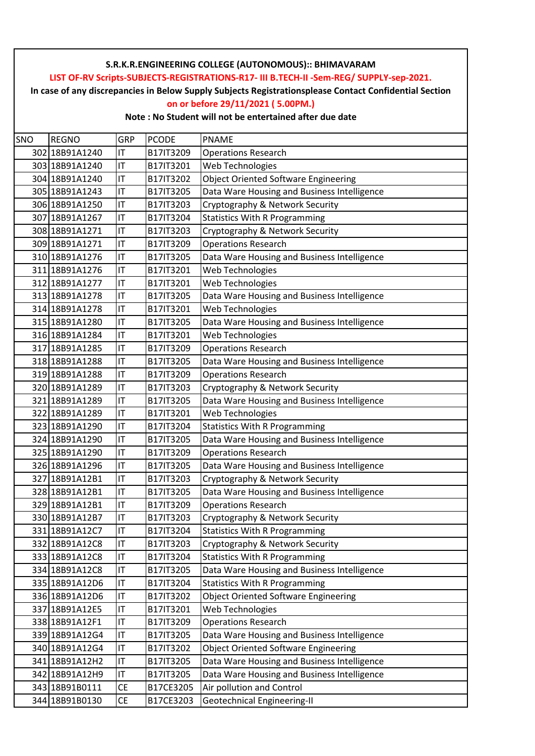**S.R.K.R.ENGINEERING COLLEGE (AUTONOMOUS):: BHIMAVARAM**

**LIST OF-RV Scripts-SUBJECTS-REGISTRATIONS-R17- III B.TECH-II -Sem-REG/ SUPPLY-sep-2021.**

**In case of any discrepancies in Below Supply Subjects Registrationsplease Contact Confidential Section**

**on or before 29/11/2021 ( 5.00PM.)**

**Note : No Student will not be entertained after due date**

| SNO | REGNO | GRP | PCODE | PNAME |
|---|---|---|---|---|
| 302 | 18B91A1240 | IT | B17IT3209 | Operations Research |
| 303 | 18B91A1240 | IT | B17IT3201 | Web Technologies |
| 304 | 18B91A1240 | IT | B17IT3202 | Object Oriented Software Engineering |
| 305 | 18B91A1243 | IT | B17IT3205 | Data Ware Housing and Business Intelligence |
| 306 | 18B91A1250 | IT | B17IT3203 | Cryptography & Network Security |
| 307 | 18B91A1267 | IT | B17IT3204 | Statistics With R Programming |
| 308 | 18B91A1271 | IT | B17IT3203 | Cryptography & Network Security |
| 309 | 18B91A1271 | IT | B17IT3209 | Operations Research |
| 310 | 18B91A1276 | IT | B17IT3205 | Data Ware Housing and Business Intelligence |
| 311 | 18B91A1276 | IT | B17IT3201 | Web Technologies |
| 312 | 18B91A1277 | IT | B17IT3201 | Web Technologies |
| 313 | 18B91A1278 | IT | B17IT3205 | Data Ware Housing and Business Intelligence |
| 314 | 18B91A1278 | IT | B17IT3201 | Web Technologies |
| 315 | 18B91A1280 | IT | B17IT3205 | Data Ware Housing and Business Intelligence |
| 316 | 18B91A1284 | IT | B17IT3201 | Web Technologies |
| 317 | 18B91A1285 | IT | B17IT3209 | Operations Research |
| 318 | 18B91A1288 | IT | B17IT3205 | Data Ware Housing and Business Intelligence |
| 319 | 18B91A1288 | IT | B17IT3209 | Operations Research |
| 320 | 18B91A1289 | IT | B17IT3203 | Cryptography & Network Security |
| 321 | 18B91A1289 | IT | B17IT3205 | Data Ware Housing and Business Intelligence |
| 322 | 18B91A1289 | IT | B17IT3201 | Web Technologies |
| 323 | 18B91A1290 | IT | B17IT3204 | Statistics With R Programming |
| 324 | 18B91A1290 | IT | B17IT3205 | Data Ware Housing and Business Intelligence |
| 325 | 18B91A1290 | IT | B17IT3209 | Operations Research |
| 326 | 18B91A1296 | IT | B17IT3205 | Data Ware Housing and Business Intelligence |
| 327 | 18B91A12B1 | IT | B17IT3203 | Cryptography & Network Security |
| 328 | 18B91A12B1 | IT | B17IT3205 | Data Ware Housing and Business Intelligence |
| 329 | 18B91A12B1 | IT | B17IT3209 | Operations Research |
| 330 | 18B91A12B7 | IT | B17IT3203 | Cryptography & Network Security |
| 331 | 18B91A12C7 | IT | B17IT3204 | Statistics With R Programming |
| 332 | 18B91A12C8 | IT | B17IT3203 | Cryptography & Network Security |
| 333 | 18B91A12C8 | IT | B17IT3204 | Statistics With R Programming |
| 334 | 18B91A12C8 | IT | B17IT3205 | Data Ware Housing and Business Intelligence |
| 335 | 18B91A12D6 | IT | B17IT3204 | Statistics With R Programming |
| 336 | 18B91A12D6 | IT | B17IT3202 | Object Oriented Software Engineering |
| 337 | 18B91A12E5 | IT | B17IT3201 | Web Technologies |
| 338 | 18B91A12F1 | IT | B17IT3209 | Operations Research |
| 339 | 18B91A12G4 | IT | B17IT3205 | Data Ware Housing and Business Intelligence |
| 340 | 18B91A12G4 | IT | B17IT3202 | Object Oriented Software Engineering |
| 341 | 18B91A12H2 | IT | B17IT3205 | Data Ware Housing and Business Intelligence |
| 342 | 18B91A12H9 | IT | B17IT3205 | Data Ware Housing and Business Intelligence |
| 343 | 18B91B0111 | CE | B17CE3205 | Air pollution and Control |
| 344 | 18B91B0130 | CE | B17CE3203 | Geotechnical Engineering-II |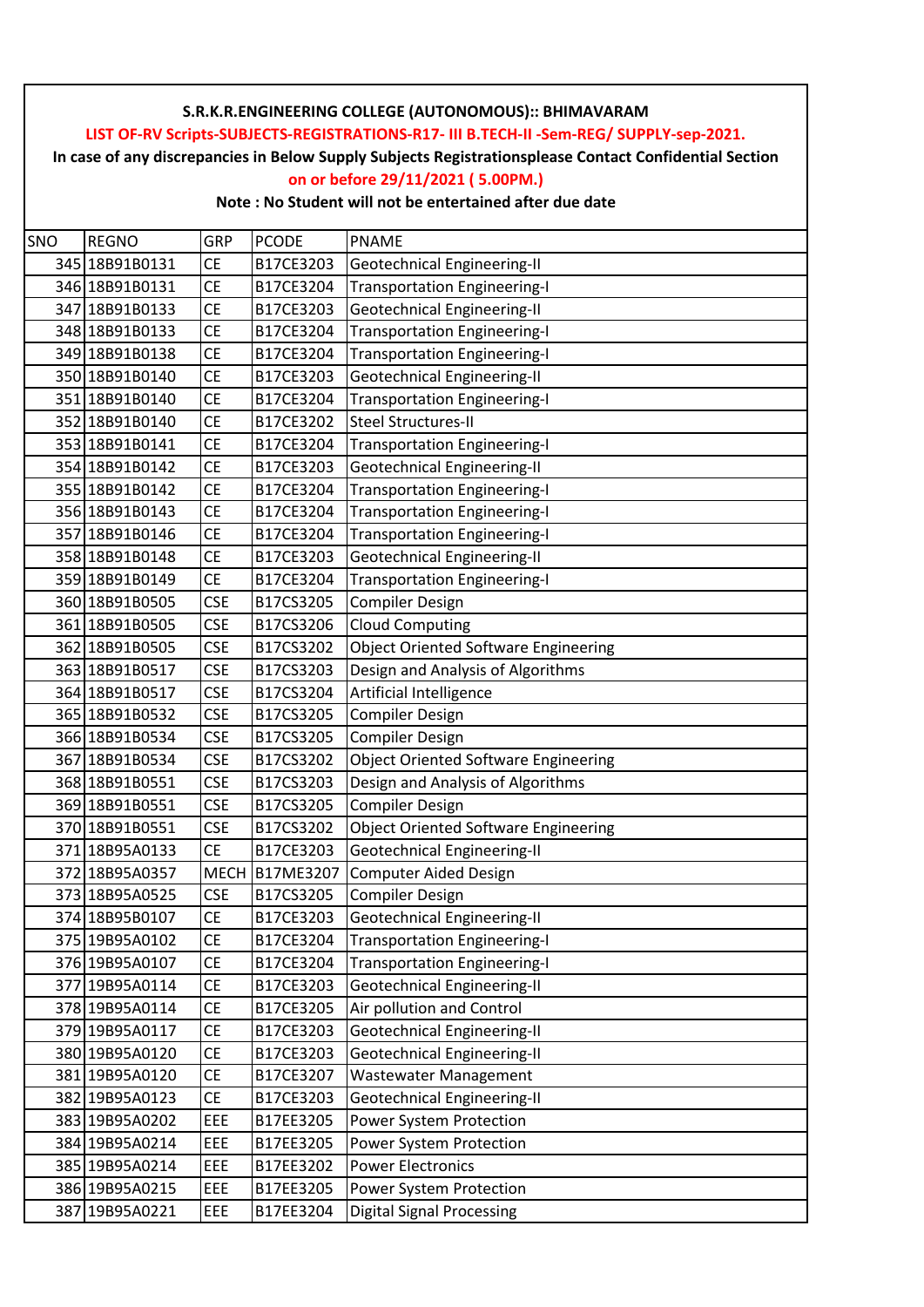**S.R.K.R.ENGINEERING COLLEGE (AUTONOMOUS):: BHIMAVARAM**

**LIST OF-RV Scripts-SUBJECTS-REGISTRATIONS-R17- III B.TECH-II -Sem-REG/ SUPPLY-sep-2021.**

**In case of any discrepancies in Below Supply Subjects Registrationsplease Contact Confidential Section**

**on or before 29/11/2021 ( 5.00PM.)**

**Note : No Student will not be entertained after due date**

| SNO | REGNO | GRP | PCODE | PNAME |
|---|---|---|---|---|
| 345 | 18B91B0131 | CE | B17CE3203 | Geotechnical Engineering-II |
| 346 | 18B91B0131 | CE | B17CE3204 | Transportation Engineering-I |
| 347 | 18B91B0133 | CE | B17CE3203 | Geotechnical Engineering-II |
| 348 | 18B91B0133 | CE | B17CE3204 | Transportation Engineering-I |
| 349 | 18B91B0138 | CE | B17CE3204 | Transportation Engineering-I |
| 350 | 18B91B0140 | CE | B17CE3203 | Geotechnical Engineering-II |
| 351 | 18B91B0140 | CE | B17CE3204 | Transportation Engineering-I |
| 352 | 18B91B0140 | CE | B17CE3202 | Steel Structures-II |
| 353 | 18B91B0141 | CE | B17CE3204 | Transportation Engineering-I |
| 354 | 18B91B0142 | CE | B17CE3203 | Geotechnical Engineering-II |
| 355 | 18B91B0142 | CE | B17CE3204 | Transportation Engineering-I |
| 356 | 18B91B0143 | CE | B17CE3204 | Transportation Engineering-I |
| 357 | 18B91B0146 | CE | B17CE3204 | Transportation Engineering-I |
| 358 | 18B91B0148 | CE | B17CE3203 | Geotechnical Engineering-II |
| 359 | 18B91B0149 | CE | B17CE3204 | Transportation Engineering-I |
| 360 | 18B91B0505 | CSE | B17CS3205 | Compiler Design |
| 361 | 18B91B0505 | CSE | B17CS3206 | Cloud Computing |
| 362 | 18B91B0505 | CSE | B17CS3202 | Object Oriented Software Engineering |
| 363 | 18B91B0517 | CSE | B17CS3203 | Design and Analysis of Algorithms |
| 364 | 18B91B0517 | CSE | B17CS3204 | Artificial Intelligence |
| 365 | 18B91B0532 | CSE | B17CS3205 | Compiler Design |
| 366 | 18B91B0534 | CSE | B17CS3205 | Compiler Design |
| 367 | 18B91B0534 | CSE | B17CS3202 | Object Oriented Software Engineering |
| 368 | 18B91B0551 | CSE | B17CS3203 | Design and Analysis of Algorithms |
| 369 | 18B91B0551 | CSE | B17CS3205 | Compiler Design |
| 370 | 18B91B0551 | CSE | B17CS3202 | Object Oriented Software Engineering |
| 371 | 18B95A0133 | CE | B17CE3203 | Geotechnical Engineering-II |
| 372 | 18B95A0357 | MECH | B17ME3207 | Computer Aided Design |
| 373 | 18B95A0525 | CSE | B17CS3205 | Compiler Design |
| 374 | 18B95B0107 | CE | B17CE3203 | Geotechnical Engineering-II |
| 375 | 19B95A0102 | CE | B17CE3204 | Transportation Engineering-I |
| 376 | 19B95A0107 | CE | B17CE3204 | Transportation Engineering-I |
| 377 | 19B95A0114 | CE | B17CE3203 | Geotechnical Engineering-II |
| 378 | 19B95A0114 | CE | B17CE3205 | Air pollution and Control |
| 379 | 19B95A0117 | CE | B17CE3203 | Geotechnical Engineering-II |
| 380 | 19B95A0120 | CE | B17CE3203 | Geotechnical Engineering-II |
| 381 | 19B95A0120 | CE | B17CE3207 | Wastewater Management |
| 382 | 19B95A0123 | CE | B17CE3203 | Geotechnical Engineering-II |
| 383 | 19B95A0202 | EEE | B17EE3205 | Power System Protection |
| 384 | 19B95A0214 | EEE | B17EE3205 | Power System Protection |
| 385 | 19B95A0214 | EEE | B17EE3202 | Power Electronics |
| 386 | 19B95A0215 | EEE | B17EE3205 | Power System Protection |
| 387 | 19B95A0221 | EEE | B17EE3204 | Digital Signal Processing |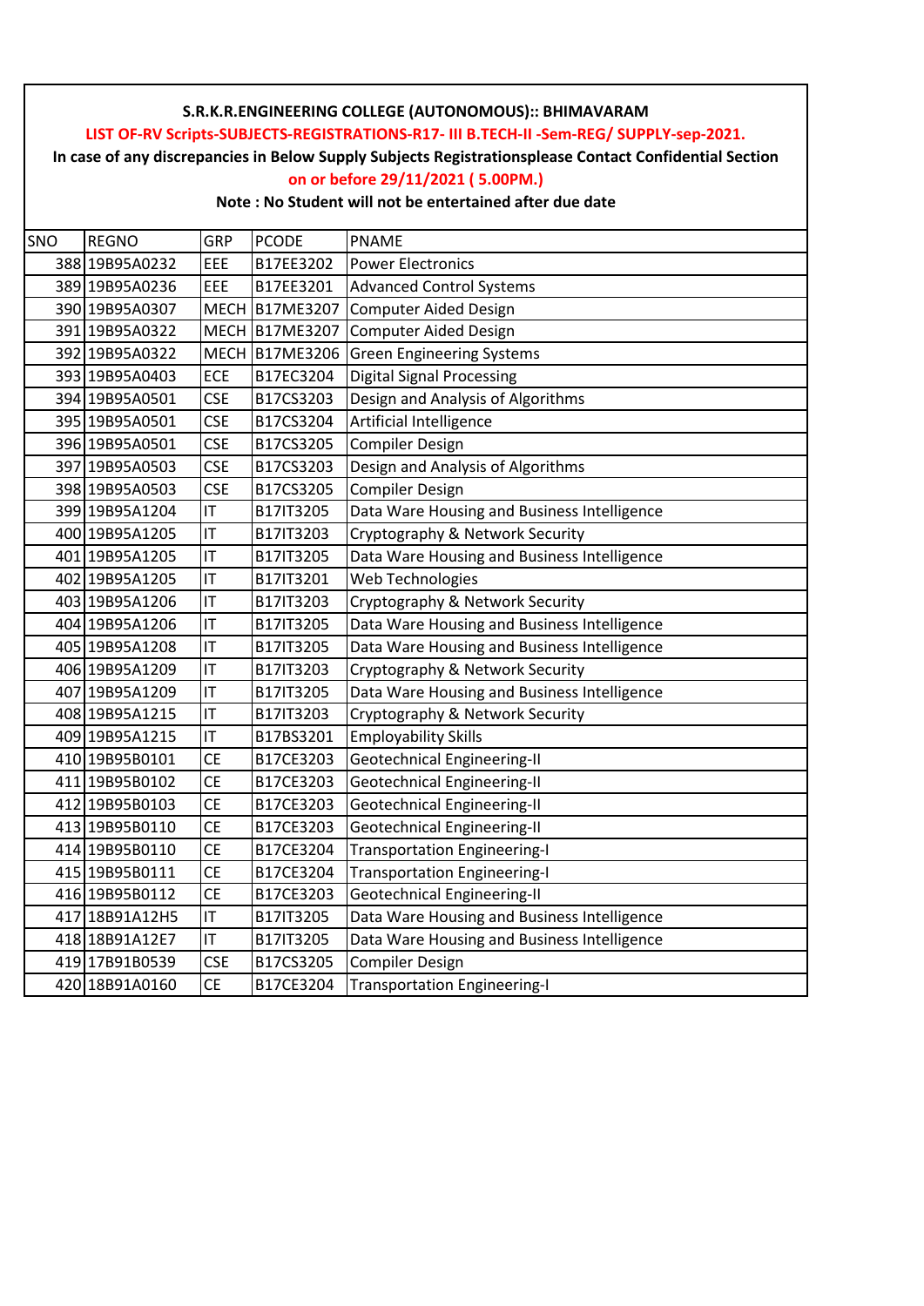**S.R.K.R.ENGINEERING COLLEGE (AUTONOMOUS):: BHIMAVARAM**

**LIST OF-RV Scripts-SUBJECTS-REGISTRATIONS-R17- III B.TECH-II -Sem-REG/ SUPPLY-sep-2021.**

**In case of any discrepancies in Below Supply Subjects Registrationsplease Contact Confidential Section**

**on or before 29/11/2021 ( 5.00PM.)**

**Note : No Student will not be entertained after due date**

| SNO | REGNO | GRP | PCODE | PNAME |
|---|---|---|---|---|
| 388 | 19B95A0232 | EEE | B17EE3202 | Power Electronics |
| 389 | 19B95A0236 | EEE | B17EE3201 | Advanced Control Systems |
| 390 | 19B95A0307 | MECH | B17ME3207 | Computer Aided Design |
| 391 | 19B95A0322 | MECH | B17ME3207 | Computer Aided Design |
| 392 | 19B95A0322 | MECH | B17ME3206 | Green Engineering Systems |
| 393 | 19B95A0403 | ECE | B17EC3204 | Digital Signal Processing |
| 394 | 19B95A0501 | CSE | B17CS3203 | Design and Analysis of Algorithms |
| 395 | 19B95A0501 | CSE | B17CS3204 | Artificial Intelligence |
| 396 | 19B95A0501 | CSE | B17CS3205 | Compiler Design |
| 397 | 19B95A0503 | CSE | B17CS3203 | Design and Analysis of Algorithms |
| 398 | 19B95A0503 | CSE | B17CS3205 | Compiler Design |
| 399 | 19B95A1204 | IT | B17IT3205 | Data Ware Housing and Business Intelligence |
| 400 | 19B95A1205 | IT | B17IT3203 | Cryptography & Network Security |
| 401 | 19B95A1205 | IT | B17IT3205 | Data Ware Housing and Business Intelligence |
| 402 | 19B95A1205 | IT | B17IT3201 | Web Technologies |
| 403 | 19B95A1206 | IT | B17IT3203 | Cryptography & Network Security |
| 404 | 19B95A1206 | IT | B17IT3205 | Data Ware Housing and Business Intelligence |
| 405 | 19B95A1208 | IT | B17IT3205 | Data Ware Housing and Business Intelligence |
| 406 | 19B95A1209 | IT | B17IT3203 | Cryptography & Network Security |
| 407 | 19B95A1209 | IT | B17IT3205 | Data Ware Housing and Business Intelligence |
| 408 | 19B95A1215 | IT | B17IT3203 | Cryptography & Network Security |
| 409 | 19B95A1215 | IT | B17BS3201 | Employability Skills |
| 410 | 19B95B0101 | CE | B17CE3203 | Geotechnical Engineering-II |
| 411 | 19B95B0102 | CE | B17CE3203 | Geotechnical Engineering-II |
| 412 | 19B95B0103 | CE | B17CE3203 | Geotechnical Engineering-II |
| 413 | 19B95B0110 | CE | B17CE3203 | Geotechnical Engineering-II |
| 414 | 19B95B0110 | CE | B17CE3204 | Transportation Engineering-I |
| 415 | 19B95B0111 | CE | B17CE3204 | Transportation Engineering-I |
| 416 | 19B95B0112 | CE | B17CE3203 | Geotechnical Engineering-II |
| 417 | 18B91A12H5 | IT | B17IT3205 | Data Ware Housing and Business Intelligence |
| 418 | 18B91A12E7 | IT | B17IT3205 | Data Ware Housing and Business Intelligence |
| 419 | 17B91B0539 | CSE | B17CS3205 | Compiler Design |
| 420 | 18B91A0160 | CE | B17CE3204 | Transportation Engineering-I |